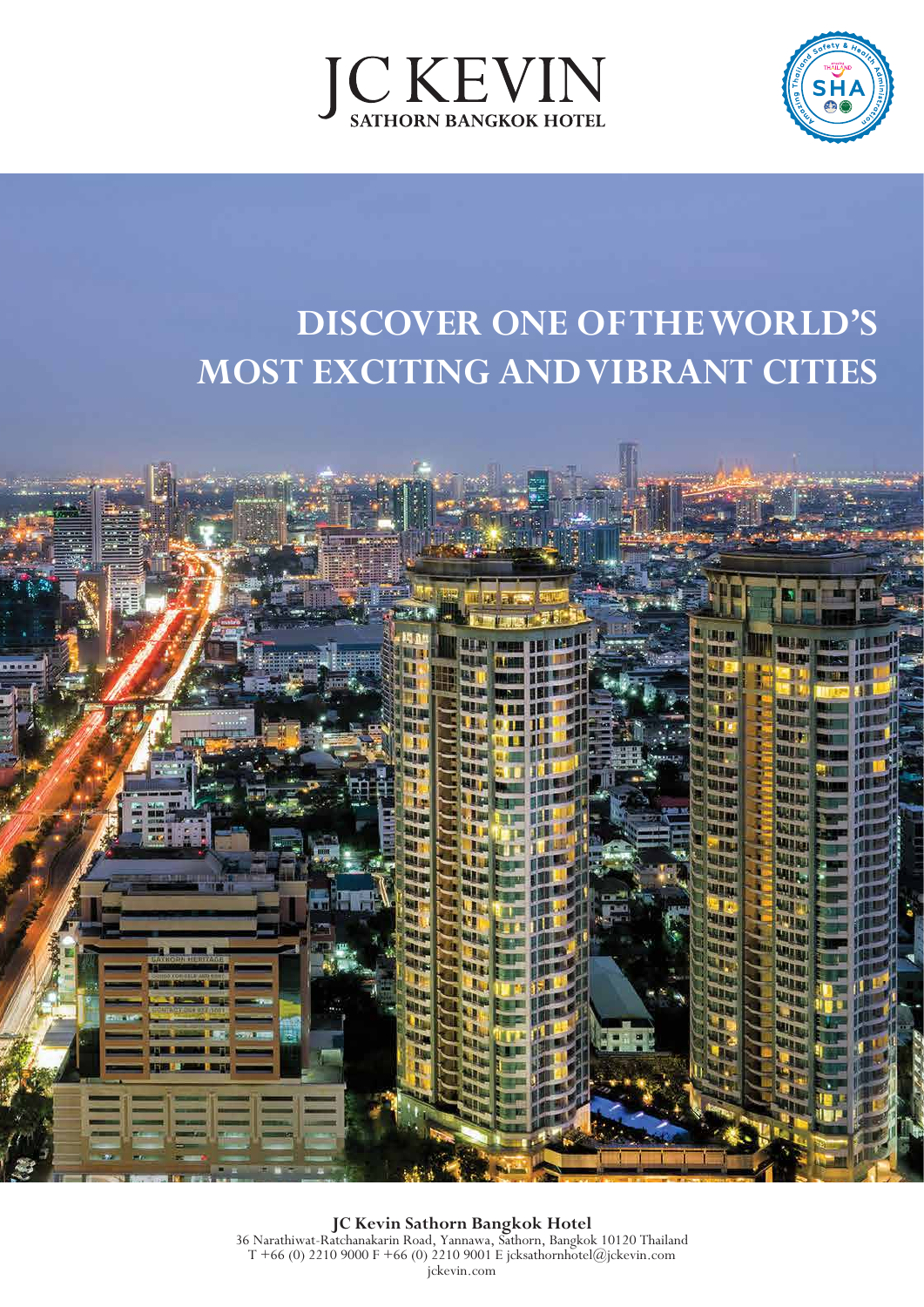# JC KEVIN

SATHORN BANGKOK HOTEL

## DISCOVER ONE OF THE WORLD'S MOST EXCITING AND VIBRANT CITIES

**JC Kevin Sathorn Bangkok Hotel**
36 Narathiwat-Ratchanakarin Road, Yannawa, Sathorn, Bangkok 10120 Thailand
T +66 (0) 2210 9000 F +66 (0) 2210 9001 E jcksathornhotel@jckevin.com
jckevin.com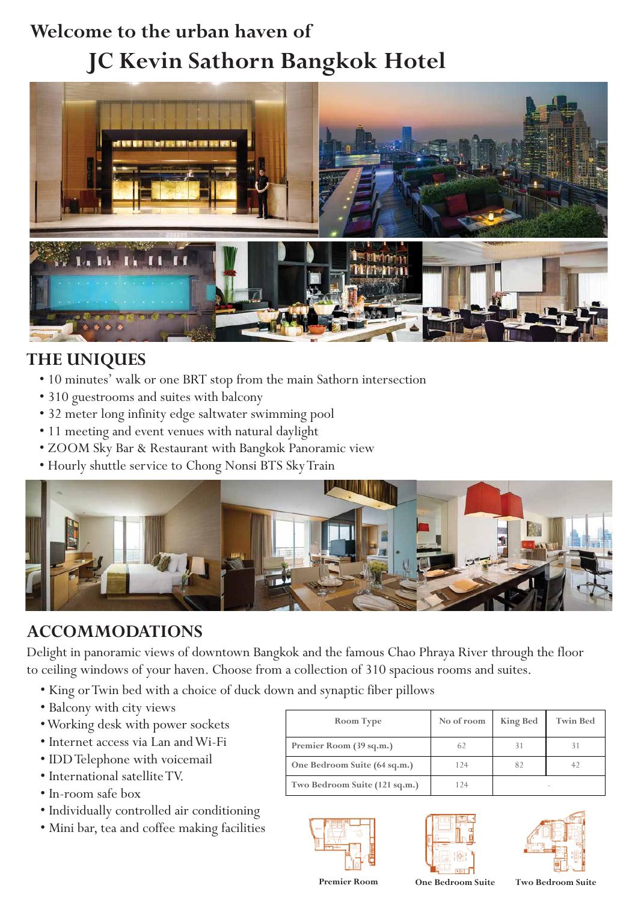## Welcome to the urban haven of

# JC Kevin Sathorn Bangkok Hotel

## THE UNIQUES

- 10 minutes' walk or one BRT stop from the main Sathorn intersection
- 310 guestrooms and suites with balcony
- 32 meter long infinity edge saltwater swimming pool
- 11 meeting and event venues with natural daylight
- ZOOM Sky Bar & Restaurant with Bangkok Panoramic view
- Hourly shuttle service to Chong Nonsi BTS Sky Train

## ACCOMMODATIONS

Delight in panoramic views of downtown Bangkok and the famous Chao Phraya River through the floor to ceiling windows of your haven. Choose from a collection of 310 spacious rooms and suites.

- King or Twin bed with a choice of duck down and synaptic fiber pillows
- Balcony with city views
- Working desk with power sockets
- Internet access via Lan and Wi-Fi
- IDD Telephone with voicemail
- International satellite TV.
- In-room safe box
- Individually controlled air conditioning
- Mini bar, tea and coffee making facilities

| Room Type | No of room | King Bed | Twin Bed |
|---|---|---|---|
| Premier Room (39 sq.m.) | 62 | 31 | 31 |
| One Bedroom Suite (64 sq.m.) | 124 | 82 | 42 |
| Two Bedroom Suite (121 sq.m.) | 124 | - | |

Premier Room

One Bedroom Suite

Two Bedroom Suite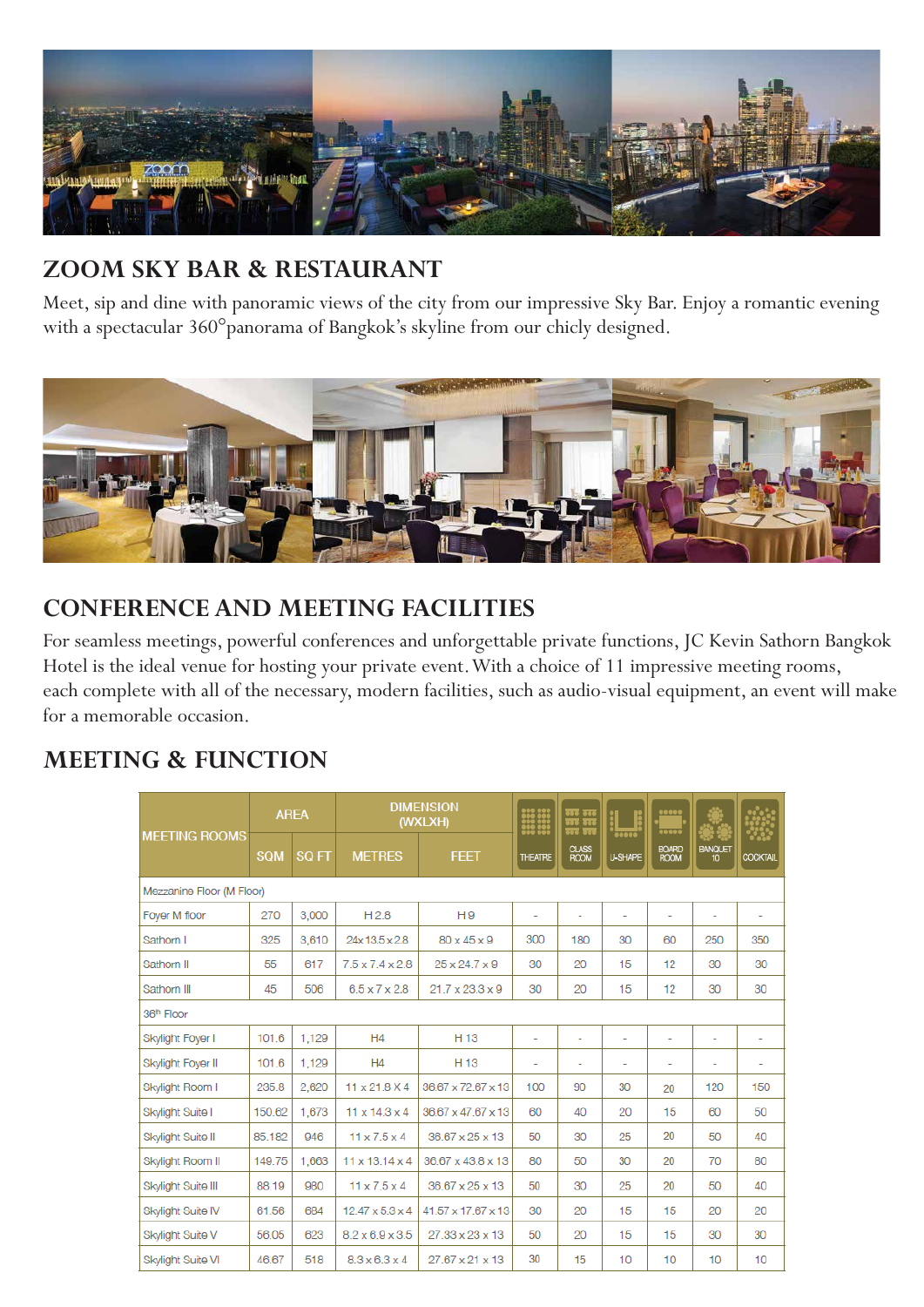## ZOOM SKY BAR & RESTAURANT

Meet, sip and dine with panoramic views of the city from our impressive Sky Bar. Enjoy a romantic evening with a spectacular 360°panorama of Bangkok's skyline from our chicly designed.

## CONFERENCE AND MEETING FACILITIES

For seamless meetings, powerful conferences and unforgettable private functions, JC Kevin Sathorn Bangkok Hotel is the ideal venue for hosting your private event. With a choice of 11 impressive meeting rooms, each complete with all of the necessary, modern facilities, such as audio-visual equipment, an event will make for a memorable occasion.

## MEETING & FUNCTION

| MEETING ROOMS | AREA | | DIMENSION (WXLXH) | | | | | | | |
|---|---|---|---|---|---|---|---|---|---|---|
| | SQM | SQ FT | METRES | FEET | THEATRE | CLASS ROOM | U-SHAPE | BOARD ROOM | BANQUET 10 | COCKTAIL |
| Mezzanine Floor (M Floor) | | | | | | | | | | |
| Foyer M floor | 270 | 3,000 | H 2.8 | H 9 | - | - | - | - | - | - |
| Sathorn I | 325 | 3,610 | 24x 13.5 x 2.8 | 80 x 45 x 9 | 300 | 180 | 30 | 60 | 250 | 350 |
| Sathorn II | 55 | 617 | 7.5 x 7.4 x 2.8 | 25 x 24.7 x 9 | 30 | 20 | 15 | 12 | 30 | 30 |
| Sathorn III | 45 | 506 | 6.5 x 7 x 2.8 | 21.7 x 23.3 x 9 | 30 | 20 | 15 | 12 | 30 | 30 |
| 36th Floor | | | | | | | | | | |
| Skylight Foyer I | 101.6 | 1,129 | H4 | H 13 | - | - | - | - | - | - |
| Skylight Foyer II | 101.6 | 1,129 | H4 | H 13 | - | - | - | - | - | - |
| Skylight Room I | 235.8 | 2,620 | 11 x 21.8 X 4 | 36.67 x 72.67 x 13 | 100 | 90 | 30 | 20 | 120 | 150 |
| Skylight Suite I | 150.62 | 1,673 | 11 x 14.3 x 4 | 36.67 x 47.67 x 13 | 60 | 40 | 20 | 15 | 60 | 50 |
| Skylight Suite II | 85.182 | 946 | 11 x 7.5 x 4 | 36.67 x 25 x 13 | 50 | 30 | 25 | 20 | 50 | 40 |
| Skylight Room II | 149.75 | 1,663 | 11 x 13.14 x 4 | 36.67 x 43.8 x 13 | 80 | 50 | 30 | 20 | 70 | 80 |
| Skylight Suite III | 88.19 | 980 | 11 x 7.5 x 4 | 36.67 x 25 x 13 | 50 | 30 | 25 | 20 | 50 | 40 |
| Skylight Suite IV | 61.56 | 684 | 12.47 x 5.3 x 4 | 41.57 x 17.67 x 13 | 30 | 20 | 15 | 15 | 20 | 20 |
| Skylight Suite V | 56.05 | 623 | 8.2 x 6.9 x 3.5 | 27.33 x 23 x 13 | 50 | 20 | 15 | 15 | 30 | 30 |
| Skylight Suite VI | 46.67 | 518 | 8.3 x 6.3 x 4 | 27.67 x 21 x 13 | 30 | 15 | 10 | 10 | 10 | 10 |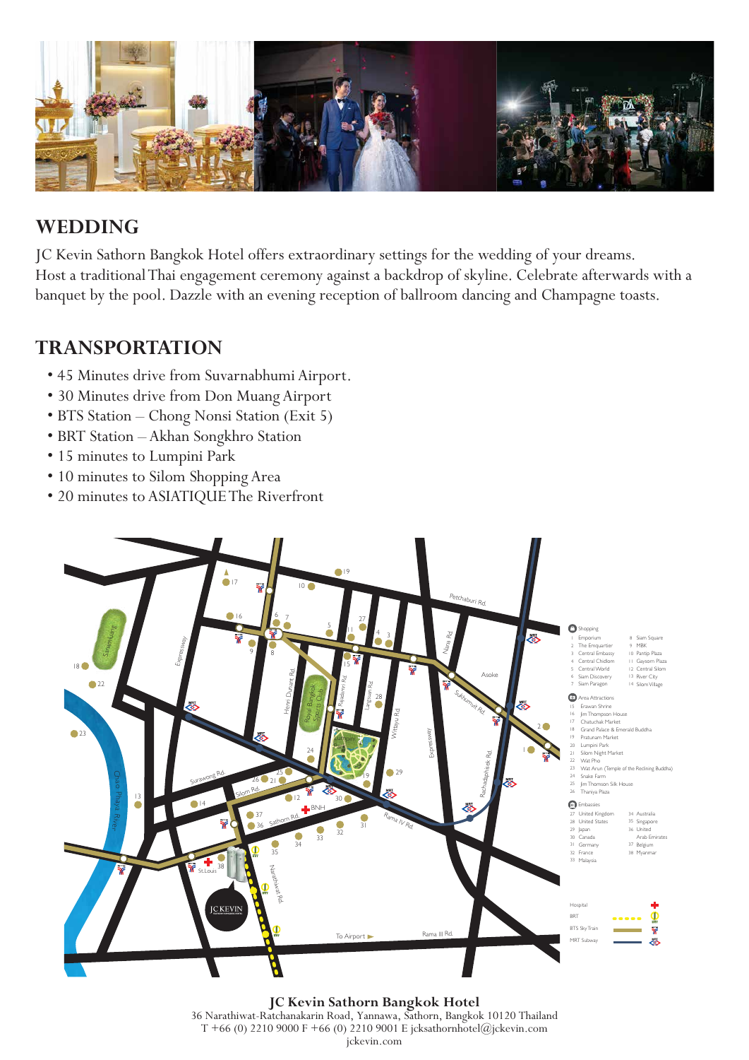## WEDDING

JC Kevin Sathorn Bangkok Hotel offers extraordinary settings for the wedding of your dreams. Host a traditional Thai engagement ceremony against a backdrop of skyline. Celebrate afterwards with a banquet by the pool. Dazzle with an evening reception of ballroom dancing and Champagne toasts.

## TRANSPORTATION

- 45 Minutes drive from Suvarnabhumi Airport.
- 30 Minutes drive from Don Muang Airport
- BTS Station – Chong Nonsi Station (Exit 5)
- BRT Station – Akhan Songkhro Station
- 15 minutes to Lumpini Park
- 10 minutes to Silom Shopping Area
- 20 minutes to ASIATIQUE The Riverfront

Shopping
1 Emporium
2 The Emquartier
3 Central Embassy
4 Central Chidlom
5 Central World
6 Siam Discovery
7 Siam Paragon
8 Siam Square
9 MBK
10 Pantip Plaza
11 Gaysorn Plaza
12 Central Silom
13 River City
14 Silom Village

Area Attractions
15 Erawan Shrine
16 Jim Thompson House
17 Chatuchak Market
18 Grand Palace & Emerald Buddha
19 Pratunam Market
20 Lumpini Park
21 Silom Night Market
22 Wat Pho
23 Wat Arun (Temple of the Reclining Buddha)
24 Snake Farm
25 Jim Thomson Silk House
26 Thaniya Plaza

Embassies
27 United Kingdom
28 United States
29 Japan
30 Canada
31 Germany
32 France
33 Malaysia
34 Australia
35 Singapore
36 United Arab Emirates
37 Belgium
38 Myanmar

Hospital
BRT
BTS Sky Train
MRT Subway

**JC Kevin Sathorn Bangkok Hotel**
36 Narathiwat-Ratchanakarin Road, Yannawa, Sathorn, Bangkok 10120 Thailand
T +66 (0) 2210 9000 F +66 (0) 2210 9001 E jcksathornhotel@jckevin.com
jckevin.com